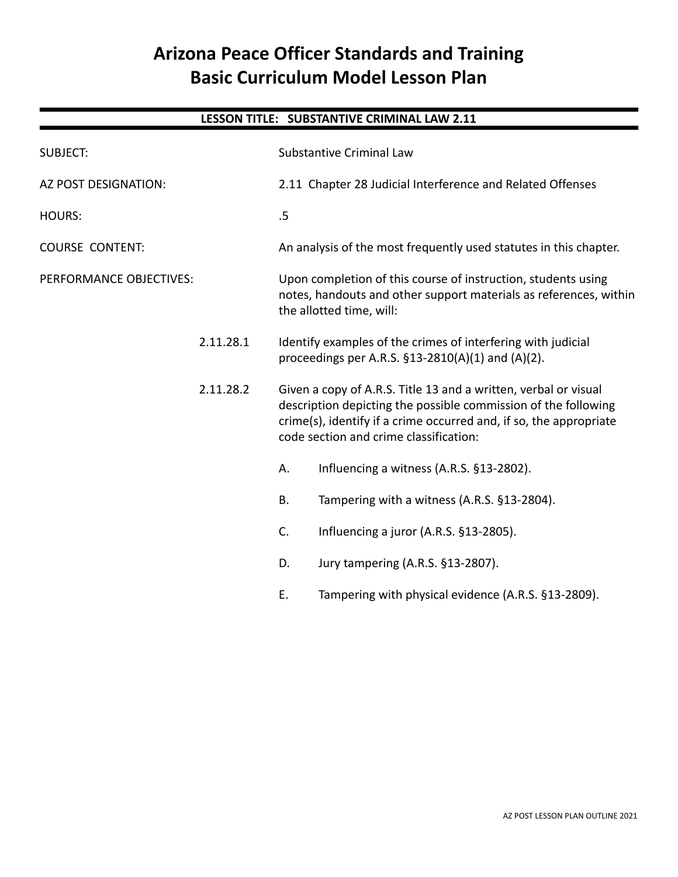# Arizona Peace Officer Standards and Training
# Basic Curriculum Model Lesson Plan

---

**LESSON TITLE: SUBSTANTIVE CRIMINAL LAW 2.11**

---

SUBJECT: Substantive Criminal Law

AZ POST DESIGNATION: 2.11 Chapter 28 Judicial Interference and Related Offenses

HOURS: .5

COURSE CONTENT: An analysis of the most frequently used statutes in this chapter.

PERFORMANCE OBJECTIVES: Upon completion of this course of instruction, students using notes, handouts and other support materials as references, within the allotted time, will:

2.11.28.1 Identify examples of the crimes of interfering with judicial proceedings per A.R.S. §13-2810(A)(1) and (A)(2).

2.11.28.2 Given a copy of A.R.S. Title 13 and a written, verbal or visual description depicting the possible commission of the following crime(s), identify if a crime occurred and, if so, the appropriate code section and crime classification:

A. Influencing a witness (A.R.S. §13-2802).

B. Tampering with a witness (A.R.S. §13-2804).

C. Influencing a juror (A.R.S. §13-2805).

D. Jury tampering (A.R.S. §13-2807).

E. Tampering with physical evidence (A.R.S. §13-2809).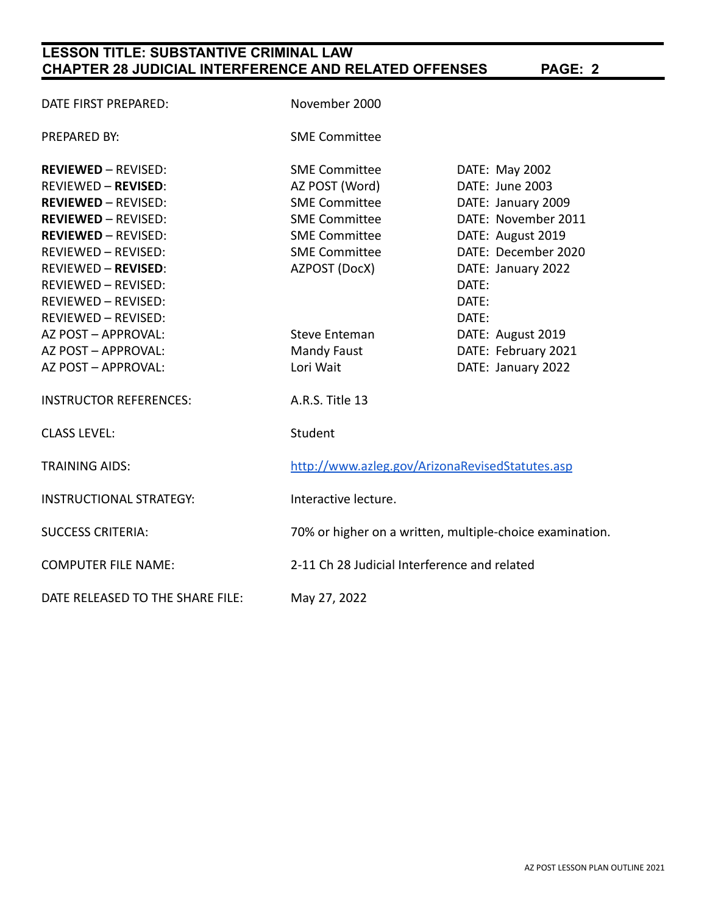| | | |
|---|---|---|
| DATE FIRST PREPARED: | November 2000 | |
| PREPARED BY: | SME Committee | |
| **REVIEWED** – REVISED: | SME Committee | DATE: May 2002 |
| REVIEWED – **REVISED**: | AZ POST (Word) | DATE: June 2003 |
| **REVIEWED** – REVISED: | SME Committee | DATE: January 2009 |
| **REVIEWED** – REVISED: | SME Committee | DATE: November 2011 |
| **REVIEWED** – REVISED: | SME Committee | DATE: August 2019 |
| REVIEWED – REVISED: | SME Committee | DATE: December 2020 |
| REVIEWED – **REVISED**: | AZPOST (DocX) | DATE: January 2022 |
| REVIEWED – REVISED: | | DATE: |
| REVIEWED – REVISED: | | DATE: |
| REVIEWED – REVISED: | | DATE: |
| AZ POST – APPROVAL: | Steve Enteman | DATE: August 2019 |
| AZ POST – APPROVAL: | Mandy Faust | DATE: February 2021 |
| AZ POST – APPROVAL: | Lori Wait | DATE: January 2022 |
| INSTRUCTOR REFERENCES: | A.R.S. Title 13 | |
| CLASS LEVEL: | Student | |
| TRAINING AIDS: | http://www.azleg.gov/ArizonaRevisedStatutes.asp | |
| INSTRUCTIONAL STRATEGY: | Interactive lecture. | |
| SUCCESS CRITERIA: | 70% or higher on a written, multiple-choice examination. | |
| COMPUTER FILE NAME: | 2-11 Ch 28 Judicial Interference and related | |
| DATE RELEASED TO THE SHARE FILE: | May 27, 2022 | |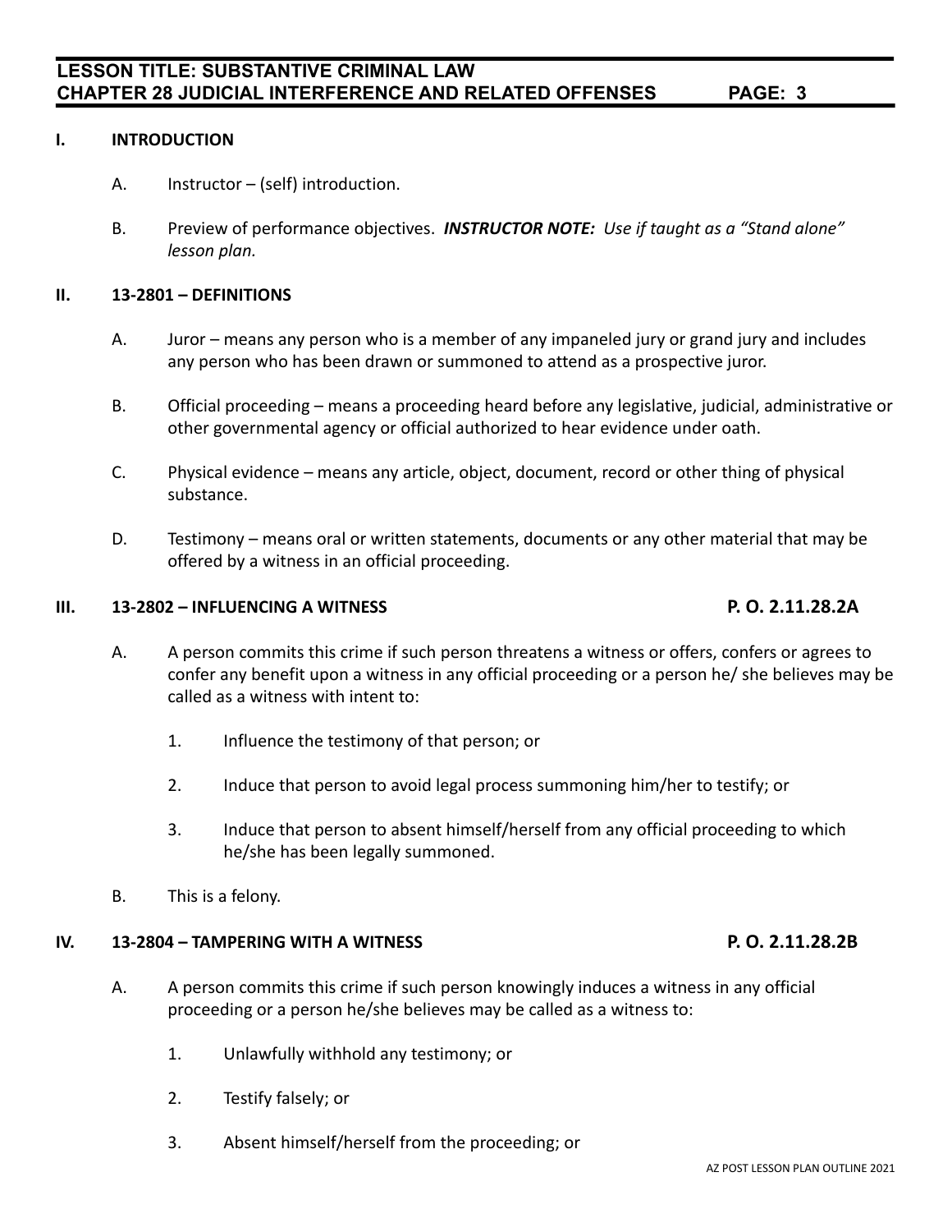## I. INTRODUCTION

A. Instructor – (self) introduction.

B. Preview of performance objectives. ***INSTRUCTOR NOTE:*** *Use if taught as a "Stand alone" lesson plan.*

## II. 13-2801 – DEFINITIONS

A. Juror – means any person who is a member of any impaneled jury or grand jury and includes any person who has been drawn or summoned to attend as a prospective juror.

B. Official proceeding – means a proceeding heard before any legislative, judicial, administrative or other governmental agency or official authorized to hear evidence under oath.

C. Physical evidence – means any article, object, document, record or other thing of physical substance.

D. Testimony – means oral or written statements, documents or any other material that may be offered by a witness in an official proceeding.

## III. 13-2802 – INFLUENCING A WITNESS — P. O. 2.11.28.2A

A. A person commits this crime if such person threatens a witness or offers, confers or agrees to confer any benefit upon a witness in any official proceeding or a person he/ she believes may be called as a witness with intent to:

1. Influence the testimony of that person; or
2. Induce that person to avoid legal process summoning him/her to testify; or
3. Induce that person to absent himself/herself from any official proceeding to which he/she has been legally summoned.

B. This is a felony.

## IV. 13-2804 – TAMPERING WITH A WITNESS — P. O. 2.11.28.2B

A. A person commits this crime if such person knowingly induces a witness in any official proceeding or a person he/she believes may be called as a witness to:

1. Unlawfully withhold any testimony; or
2. Testify falsely; or
3. Absent himself/herself from the proceeding; or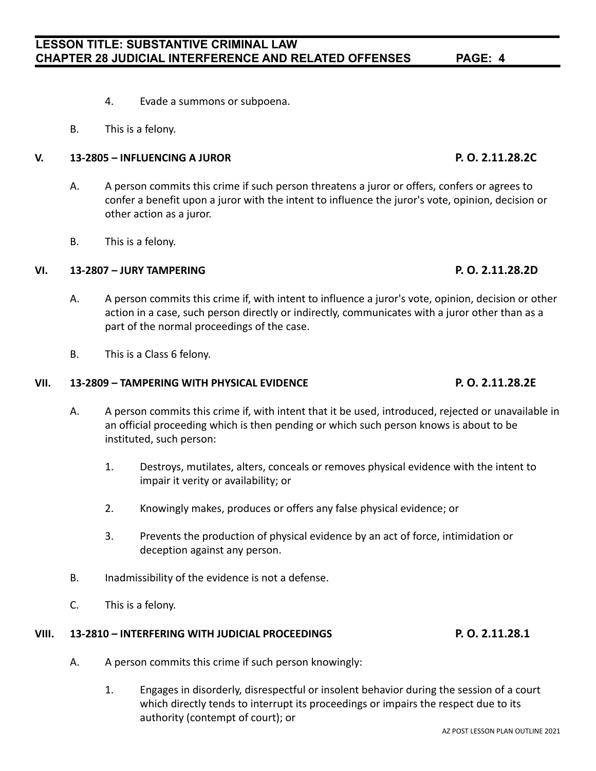4. Evade a summons or subpoena.

B. This is a felony.

## V. 13-2805 – INFLUENCING A JUROR P. O. 2.11.28.2C

A. A person commits this crime if such person threatens a juror or offers, confers or agrees to confer a benefit upon a juror with the intent to influence the juror's vote, opinion, decision or other action as a juror.

B. This is a felony.

## VI. 13-2807 – JURY TAMPERING P. O. 2.11.28.2D

A. A person commits this crime if, with intent to influence a juror's vote, opinion, decision or other action in a case, such person directly or indirectly, communicates with a juror other than as a part of the normal proceedings of the case.

B. This is a Class 6 felony.

## VII. 13-2809 – TAMPERING WITH PHYSICAL EVIDENCE P. O. 2.11.28.2E

A. A person commits this crime if, with intent that it be used, introduced, rejected or unavailable in an official proceeding which is then pending or which such person knows is about to be instituted, such person:

1. Destroys, mutilates, alters, conceals or removes physical evidence with the intent to impair it verity or availability; or

2. Knowingly makes, produces or offers any false physical evidence; or

3. Prevents the production of physical evidence by an act of force, intimidation or deception against any person.

B. Inadmissibility of the evidence is not a defense.

C. This is a felony.

## VIII. 13-2810 – INTERFERING WITH JUDICIAL PROCEEDINGS P. O. 2.11.28.1

A. A person commits this crime if such person knowingly:

1. Engages in disorderly, disrespectful or insolent behavior during the session of a court which directly tends to interrupt its proceedings or impairs the respect due to its authority (contempt of court); or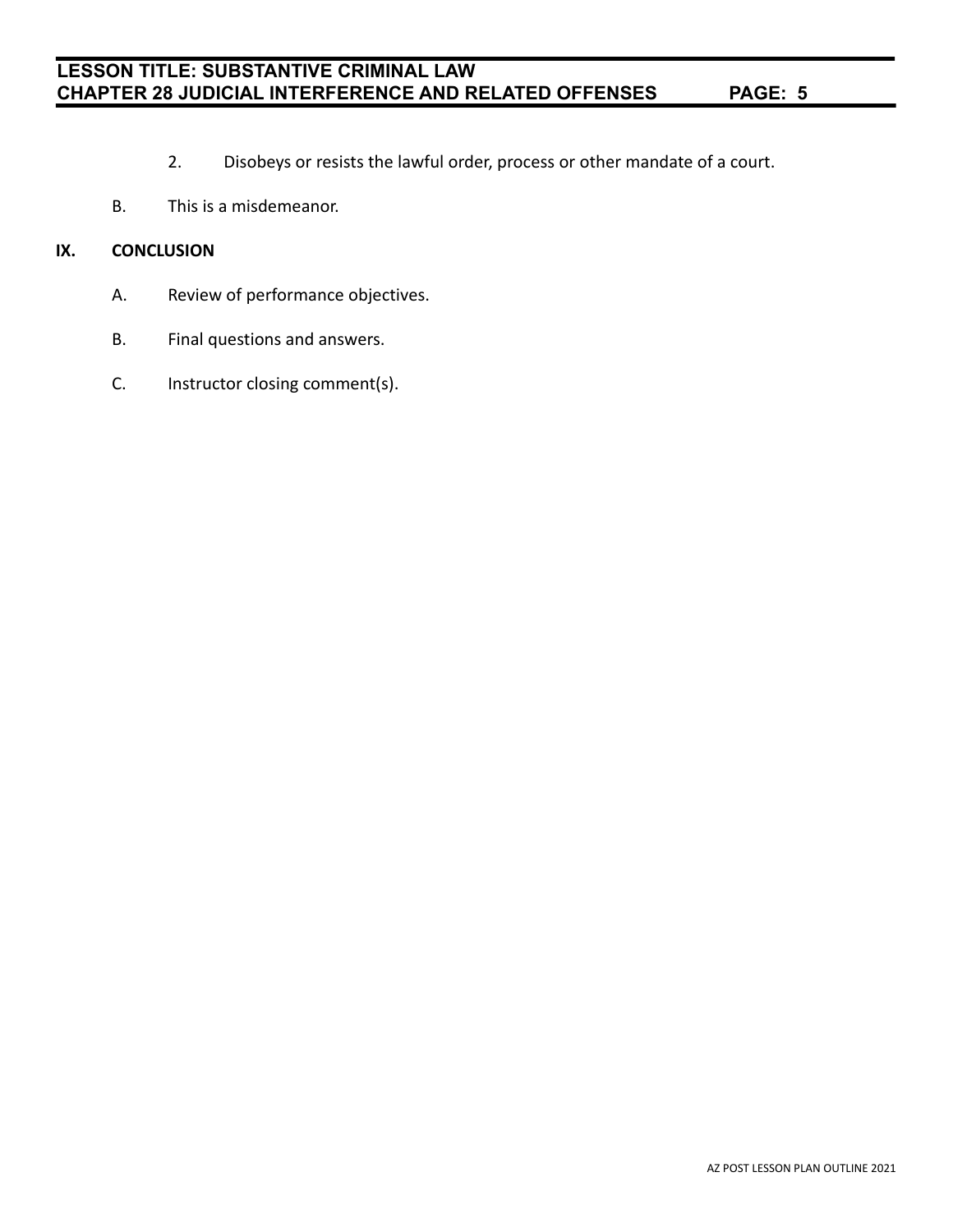2. Disobeys or resists the lawful order, process or other mandate of a court.

B. This is a misdemeanor.

## IX. CONCLUSION

A. Review of performance objectives.

B. Final questions and answers.

C. Instructor closing comment(s).